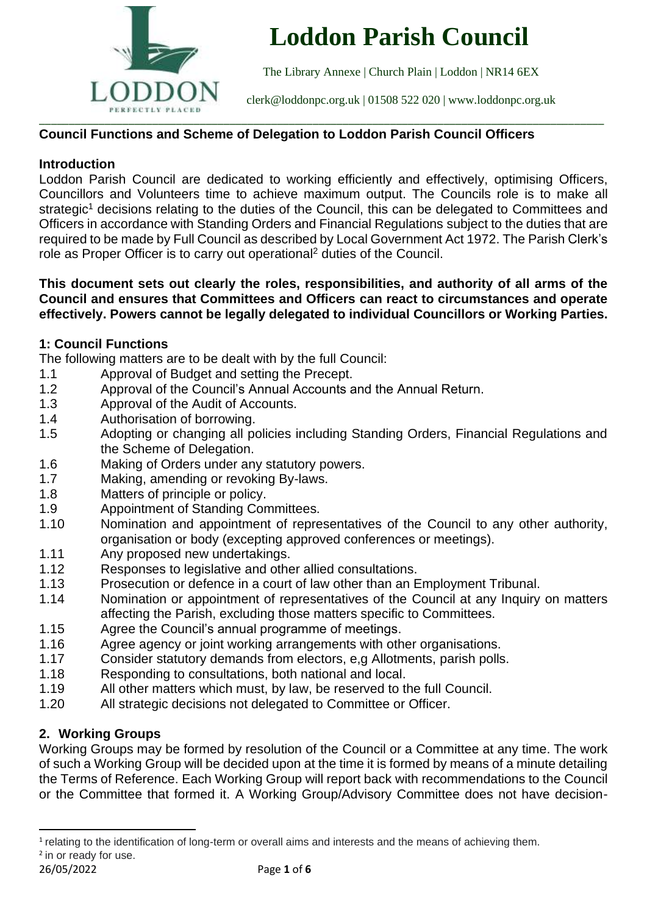# Loddon Parish Council

The Library Annexe | Church Plain | Loddon | NR14 6EX

clerk@loddonpc.org.uk | 01508 522 020 | www.loddonpc.org.uk

## Council Functions and Scheme of Delegation to Loddon Parish Council Officers

### Introduction

Loddon Parish Council are dedicated to working efficiently and effectively, optimising Officers, Councillors and Volunteers time to achieve maximum output. The Councils role is to make all strategic[1] decisions relating to the duties of the Council, this can be delegated to Committees and Officers in accordance with Standing Orders and Financial Regulations subject to the duties that are required to be made by Full Council as described by Local Government Act 1972. The Parish Clerk's role as Proper Officer is to carry out operational[2] duties of the Council.

**This document sets out clearly the roles, responsibilities, and authority of all arms of the Council and ensures that Committees and Officers can react to circumstances and operate effectively. Powers cannot be legally delegated to individual Councillors or Working Parties.**

### 1: Council Functions

The following matters are to be dealt with by the full Council:

1.1 Approval of Budget and setting the Precept.
1.2 Approval of the Council's Annual Accounts and the Annual Return.
1.3 Approval of the Audit of Accounts.
1.4 Authorisation of borrowing.
1.5 Adopting or changing all policies including Standing Orders, Financial Regulations and the Scheme of Delegation.
1.6 Making of Orders under any statutory powers.
1.7 Making, amending or revoking By-laws.
1.8 Matters of principle or policy.
1.9 Appointment of Standing Committees.
1.10 Nomination and appointment of representatives of the Council to any other authority, organisation or body (excepting approved conferences or meetings).
1.11 Any proposed new undertakings.
1.12 Responses to legislative and other allied consultations.
1.13 Prosecution or defence in a court of law other than an Employment Tribunal.
1.14 Nomination or appointment of representatives of the Council at any Inquiry on matters affecting the Parish, excluding those matters specific to Committees.
1.15 Agree the Council's annual programme of meetings.
1.16 Agree agency or joint working arrangements with other organisations.
1.17 Consider statutory demands from electors, e,g Allotments, parish polls.
1.18 Responding to consultations, both national and local.
1.19 All other matters which must, by law, be reserved to the full Council.
1.20 All strategic decisions not delegated to Committee or Officer.

### 2. Working Groups

Working Groups may be formed by resolution of the Council or a Committee at any time. The work of such a Working Group will be decided upon at the time it is formed by means of a minute detailing the Terms of Reference. Each Working Group will report back with recommendations to the Council or the Committee that formed it. A Working Group/Advisory Committee does not have decision-

[1] relating to the identification of long-term or overall aims and interests and the means of achieving them.
[2] in or ready for use.

26/05/2022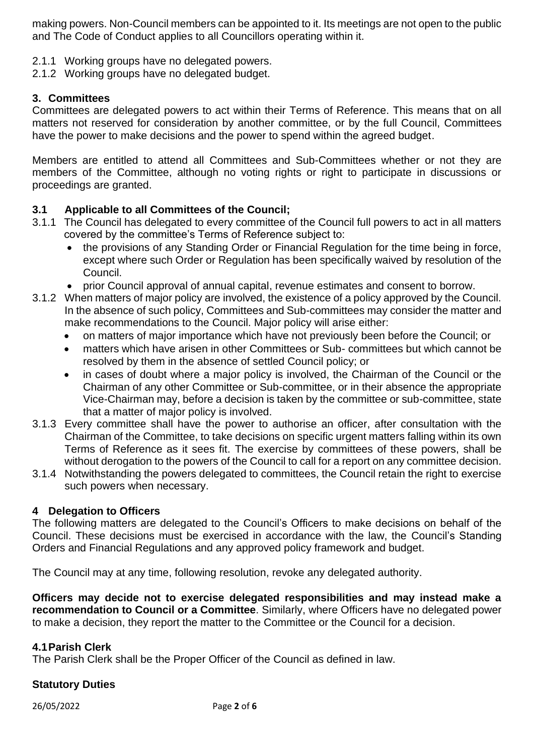making powers. Non-Council members can be appointed to it. Its meetings are not open to the public and The Code of Conduct applies to all Councillors operating within it.

2.1.1 Working groups have no delegated powers.
2.1.2 Working groups have no delegated budget.

## 3. Committees

Committees are delegated powers to act within their Terms of Reference. This means that on all matters not reserved for consideration by another committee, or by the full Council, Committees have the power to make decisions and the power to spend within the agreed budget.

Members are entitled to attend all Committees and Sub-Committees whether or not they are members of the Committee, although no voting rights or right to participate in discussions or proceedings are granted.

### 3.1 Applicable to all Committees of the Council;

3.1.1 The Council has delegated to every committee of the Council full powers to act in all matters covered by the committee's Terms of Reference subject to:

- the provisions of any Standing Order or Financial Regulation for the time being in force, except where such Order or Regulation has been specifically waived by resolution of the Council.
- prior Council approval of annual capital, revenue estimates and consent to borrow.

3.1.2 When matters of major policy are involved, the existence of a policy approved by the Council. In the absence of such policy, Committees and Sub-committees may consider the matter and make recommendations to the Council. Major policy will arise either:

- on matters of major importance which have not previously been before the Council; or
- matters which have arisen in other Committees or Sub- committees but which cannot be resolved by them in the absence of settled Council policy; or
- in cases of doubt where a major policy is involved, the Chairman of the Council or the Chairman of any other Committee or Sub-committee, or in their absence the appropriate Vice-Chairman may, before a decision is taken by the committee or sub-committee, state that a matter of major policy is involved.

3.1.3 Every committee shall have the power to authorise an officer, after consultation with the Chairman of the Committee, to take decisions on specific urgent matters falling within its own Terms of Reference as it sees fit. The exercise by committees of these powers, shall be without derogation to the powers of the Council to call for a report on any committee decision.

3.1.4 Notwithstanding the powers delegated to committees, the Council retain the right to exercise such powers when necessary.

## 4 Delegation to Officers

The following matters are delegated to the Council's Officers to make decisions on behalf of the Council. These decisions must be exercised in accordance with the law, the Council's Standing Orders and Financial Regulations and any approved policy framework and budget.

The Council may at any time, following resolution, revoke any delegated authority.

**Officers may decide not to exercise delegated responsibilities and may instead make a recommendation to Council or a Committee**. Similarly, where Officers have no delegated power to make a decision, they report the matter to the Committee or the Council for a decision.

### 4.1 Parish Clerk

The Parish Clerk shall be the Proper Officer of the Council as defined in law.

### Statutory Duties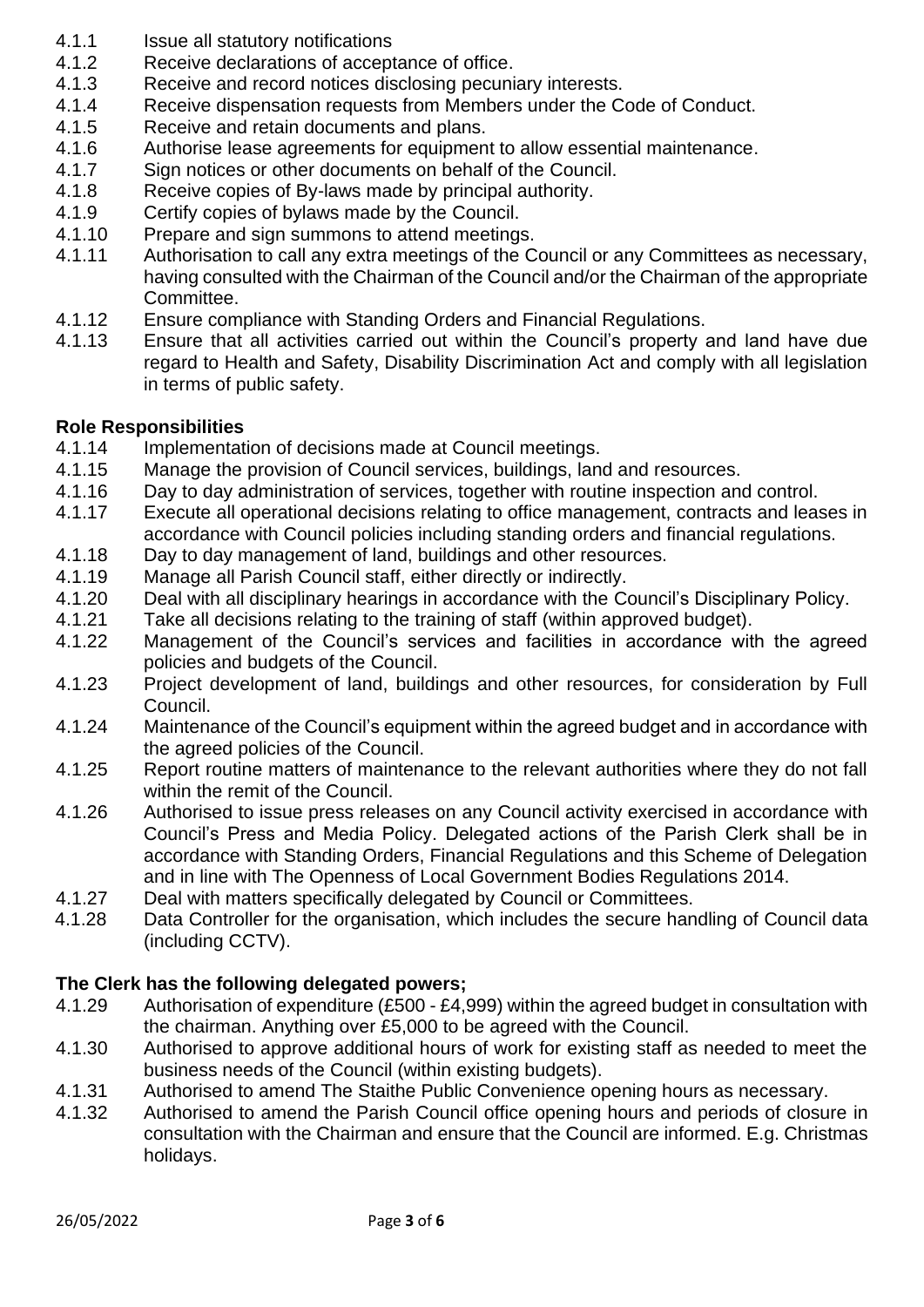4.1.1 Issue all statutory notifications

4.1.2 Receive declarations of acceptance of office.

4.1.3 Receive and record notices disclosing pecuniary interests.

4.1.4 Receive dispensation requests from Members under the Code of Conduct.

4.1.5 Receive and retain documents and plans.

4.1.6 Authorise lease agreements for equipment to allow essential maintenance.

4.1.7 Sign notices or other documents on behalf of the Council.

4.1.8 Receive copies of By-laws made by principal authority.

4.1.9 Certify copies of bylaws made by the Council.

4.1.10 Prepare and sign summons to attend meetings.

4.1.11 Authorisation to call any extra meetings of the Council or any Committees as necessary, having consulted with the Chairman of the Council and/or the Chairman of the appropriate Committee.

4.1.12 Ensure compliance with Standing Orders and Financial Regulations.

4.1.13 Ensure that all activities carried out within the Council's property and land have due regard to Health and Safety, Disability Discrimination Act and comply with all legislation in terms of public safety.

**Role Responsibilities**

4.1.14 Implementation of decisions made at Council meetings.

4.1.15 Manage the provision of Council services, buildings, land and resources.

4.1.16 Day to day administration of services, together with routine inspection and control.

4.1.17 Execute all operational decisions relating to office management, contracts and leases in accordance with Council policies including standing orders and financial regulations.

4.1.18 Day to day management of land, buildings and other resources.

4.1.19 Manage all Parish Council staff, either directly or indirectly.

4.1.20 Deal with all disciplinary hearings in accordance with the Council's Disciplinary Policy.

4.1.21 Take all decisions relating to the training of staff (within approved budget).

4.1.22 Management of the Council's services and facilities in accordance with the agreed policies and budgets of the Council.

4.1.23 Project development of land, buildings and other resources, for consideration by Full Council.

4.1.24 Maintenance of the Council's equipment within the agreed budget and in accordance with the agreed policies of the Council.

4.1.25 Report routine matters of maintenance to the relevant authorities where they do not fall within the remit of the Council.

4.1.26 Authorised to issue press releases on any Council activity exercised in accordance with Council's Press and Media Policy. Delegated actions of the Parish Clerk shall be in accordance with Standing Orders, Financial Regulations and this Scheme of Delegation and in line with The Openness of Local Government Bodies Regulations 2014.

4.1.27 Deal with matters specifically delegated by Council or Committees.

4.1.28 Data Controller for the organisation, which includes the secure handling of Council data (including CCTV).

**The Clerk has the following delegated powers;**

4.1.29 Authorisation of expenditure (£500 - £4,999) within the agreed budget in consultation with the chairman. Anything over £5,000 to be agreed with the Council.

4.1.30 Authorised to approve additional hours of work for existing staff as needed to meet the business needs of the Council (within existing budgets).

4.1.31 Authorised to amend The Staithe Public Convenience opening hours as necessary.

4.1.32 Authorised to amend the Parish Council office opening hours and periods of closure in consultation with the Chairman and ensure that the Council are informed. E.g. Christmas holidays.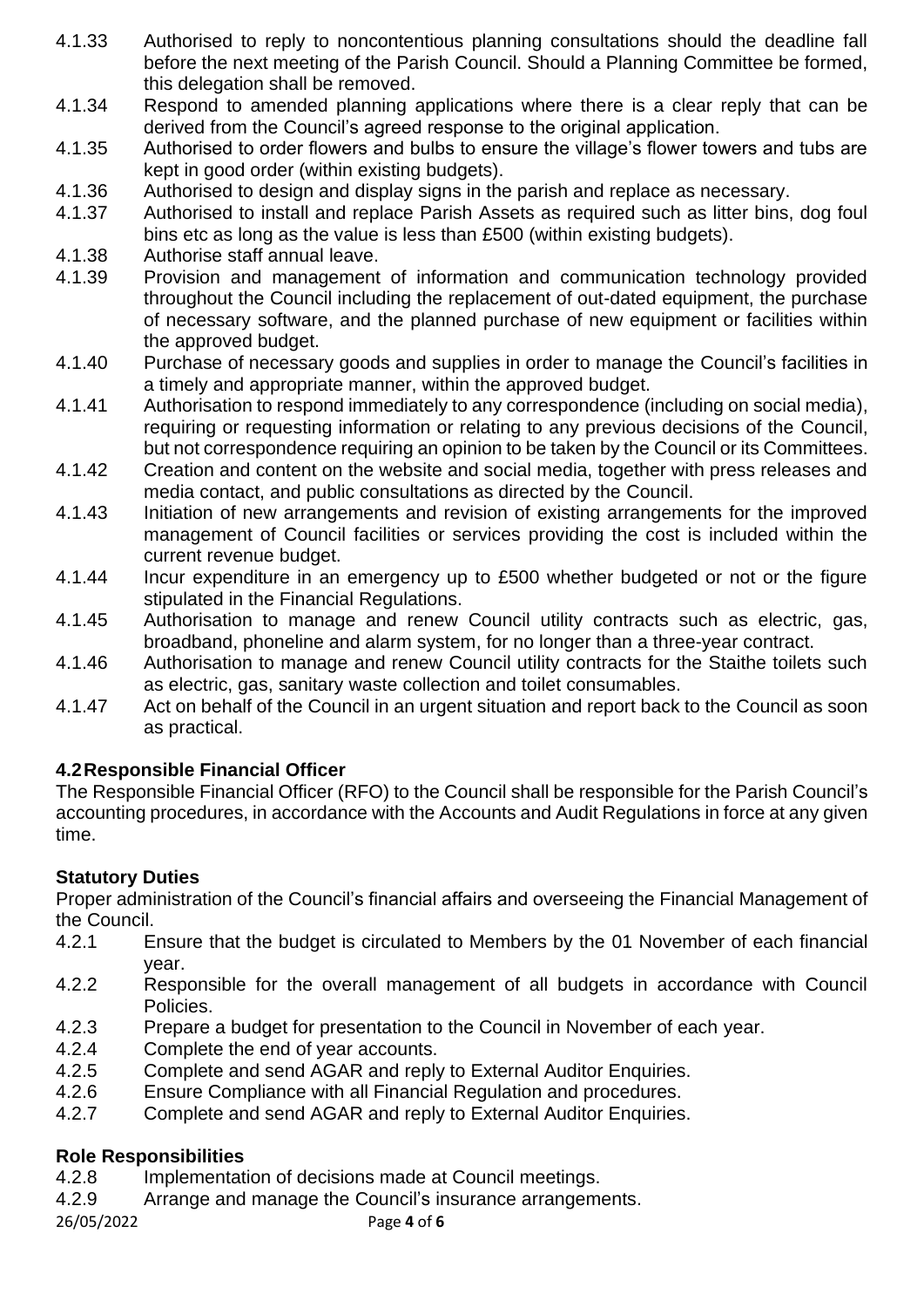4.1.33 Authorised to reply to noncontentious planning consultations should the deadline fall before the next meeting of the Parish Council. Should a Planning Committee be formed, this delegation shall be removed.

4.1.34 Respond to amended planning applications where there is a clear reply that can be derived from the Council's agreed response to the original application.

4.1.35 Authorised to order flowers and bulbs to ensure the village's flower towers and tubs are kept in good order (within existing budgets).

4.1.36 Authorised to design and display signs in the parish and replace as necessary.

4.1.37 Authorised to install and replace Parish Assets as required such as litter bins, dog foul bins etc as long as the value is less than £500 (within existing budgets).

4.1.38 Authorise staff annual leave.

4.1.39 Provision and management of information and communication technology provided throughout the Council including the replacement of out-dated equipment, the purchase of necessary software, and the planned purchase of new equipment or facilities within the approved budget.

4.1.40 Purchase of necessary goods and supplies in order to manage the Council's facilities in a timely and appropriate manner, within the approved budget.

4.1.41 Authorisation to respond immediately to any correspondence (including on social media), requiring or requesting information or relating to any previous decisions of the Council, but not correspondence requiring an opinion to be taken by the Council or its Committees.

4.1.42 Creation and content on the website and social media, together with press releases and media contact, and public consultations as directed by the Council.

4.1.43 Initiation of new arrangements and revision of existing arrangements for the improved management of Council facilities or services providing the cost is included within the current revenue budget.

4.1.44 Incur expenditure in an emergency up to £500 whether budgeted or not or the figure stipulated in the Financial Regulations.

4.1.45 Authorisation to manage and renew Council utility contracts such as electric, gas, broadband, phoneline and alarm system, for no longer than a three-year contract.

4.1.46 Authorisation to manage and renew Council utility contracts for the Staithe toilets such as electric, gas, sanitary waste collection and toilet consumables.

4.1.47 Act on behalf of the Council in an urgent situation and report back to the Council as soon as practical.

### 4.2 Responsible Financial Officer

The Responsible Financial Officer (RFO) to the Council shall be responsible for the Parish Council's accounting procedures, in accordance with the Accounts and Audit Regulations in force at any given time.

### Statutory Duties

Proper administration of the Council's financial affairs and overseeing the Financial Management of the Council.

4.2.1 Ensure that the budget is circulated to Members by the 01 November of each financial year.

4.2.2 Responsible for the overall management of all budgets in accordance with Council Policies.

4.2.3 Prepare a budget for presentation to the Council in November of each year.

4.2.4 Complete the end of year accounts.

4.2.5 Complete and send AGAR and reply to External Auditor Enquiries.

4.2.6 Ensure Compliance with all Financial Regulation and procedures.

4.2.7 Complete and send AGAR and reply to External Auditor Enquiries.

### Role Responsibilities

4.2.8 Implementation of decisions made at Council meetings.

4.2.9 Arrange and manage the Council's insurance arrangements.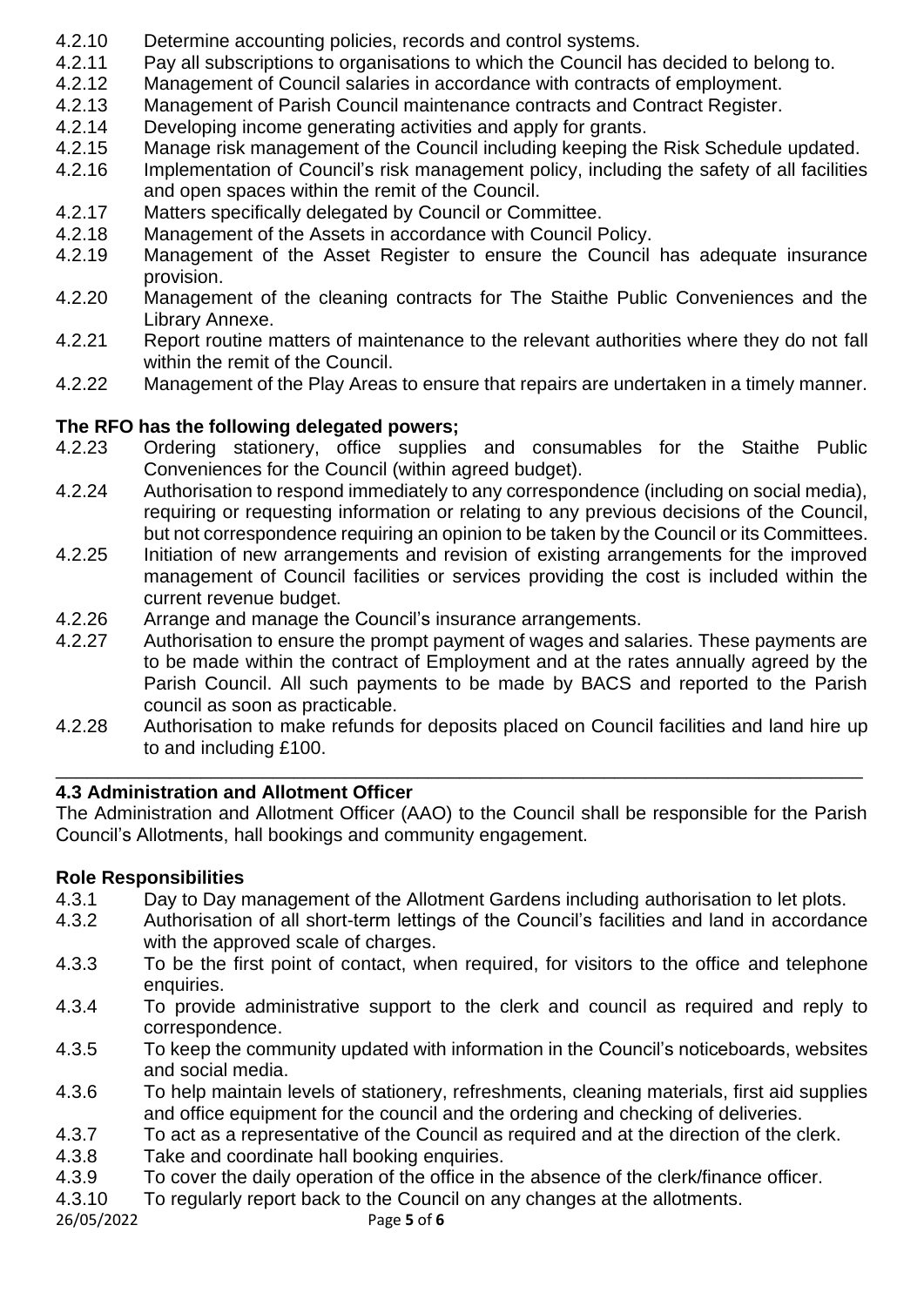4.2.10 Determine accounting policies, records and control systems.
4.2.11 Pay all subscriptions to organisations to which the Council has decided to belong to.
4.2.12 Management of Council salaries in accordance with contracts of employment.
4.2.13 Management of Parish Council maintenance contracts and Contract Register.
4.2.14 Developing income generating activities and apply for grants.
4.2.15 Manage risk management of the Council including keeping the Risk Schedule updated.
4.2.16 Implementation of Council's risk management policy, including the safety of all facilities and open spaces within the remit of the Council.
4.2.17 Matters specifically delegated by Council or Committee.
4.2.18 Management of the Assets in accordance with Council Policy.
4.2.19 Management of the Asset Register to ensure the Council has adequate insurance provision.
4.2.20 Management of the cleaning contracts for The Staithe Public Conveniences and the Library Annexe.
4.2.21 Report routine matters of maintenance to the relevant authorities where they do not fall within the remit of the Council.
4.2.22 Management of the Play Areas to ensure that repairs are undertaken in a timely manner.

**The RFO has the following delegated powers;**

4.2.23 Ordering stationery, office supplies and consumables for the Staithe Public Conveniences for the Council (within agreed budget).
4.2.24 Authorisation to respond immediately to any correspondence (including on social media), requiring or requesting information or relating to any previous decisions of the Council, but not correspondence requiring an opinion to be taken by the Council or its Committees.
4.2.25 Initiation of new arrangements and revision of existing arrangements for the improved management of Council facilities or services providing the cost is included within the current revenue budget.
4.2.26 Arrange and manage the Council's insurance arrangements.
4.2.27 Authorisation to ensure the prompt payment of wages and salaries. These payments are to be made within the contract of Employment and at the rates annually agreed by the Parish Council. All such payments to be made by BACS and reported to the Parish council as soon as practicable.
4.2.28 Authorisation to make refunds for deposits placed on Council facilities and land hire up to and including £100.

---

## 4.3 Administration and Allotment Officer

The Administration and Allotment Officer (AAO) to the Council shall be responsible for the Parish Council's Allotments, hall bookings and community engagement.

### Role Responsibilities

4.3.1 Day to Day management of the Allotment Gardens including authorisation to let plots.
4.3.2 Authorisation of all short-term lettings of the Council's facilities and land in accordance with the approved scale of charges.
4.3.3 To be the first point of contact, when required, for visitors to the office and telephone enquiries.
4.3.4 To provide administrative support to the clerk and council as required and reply to correspondence.
4.3.5 To keep the community updated with information in the Council's noticeboards, websites and social media.
4.3.6 To help maintain levels of stationery, refreshments, cleaning materials, first aid supplies and office equipment for the council and the ordering and checking of deliveries.
4.3.7 To act as a representative of the Council as required and at the direction of the clerk.
4.3.8 Take and coordinate hall booking enquiries.
4.3.9 To cover the daily operation of the office in the absence of the clerk/finance officer.
4.3.10 To regularly report back to the Council on any changes at the allotments.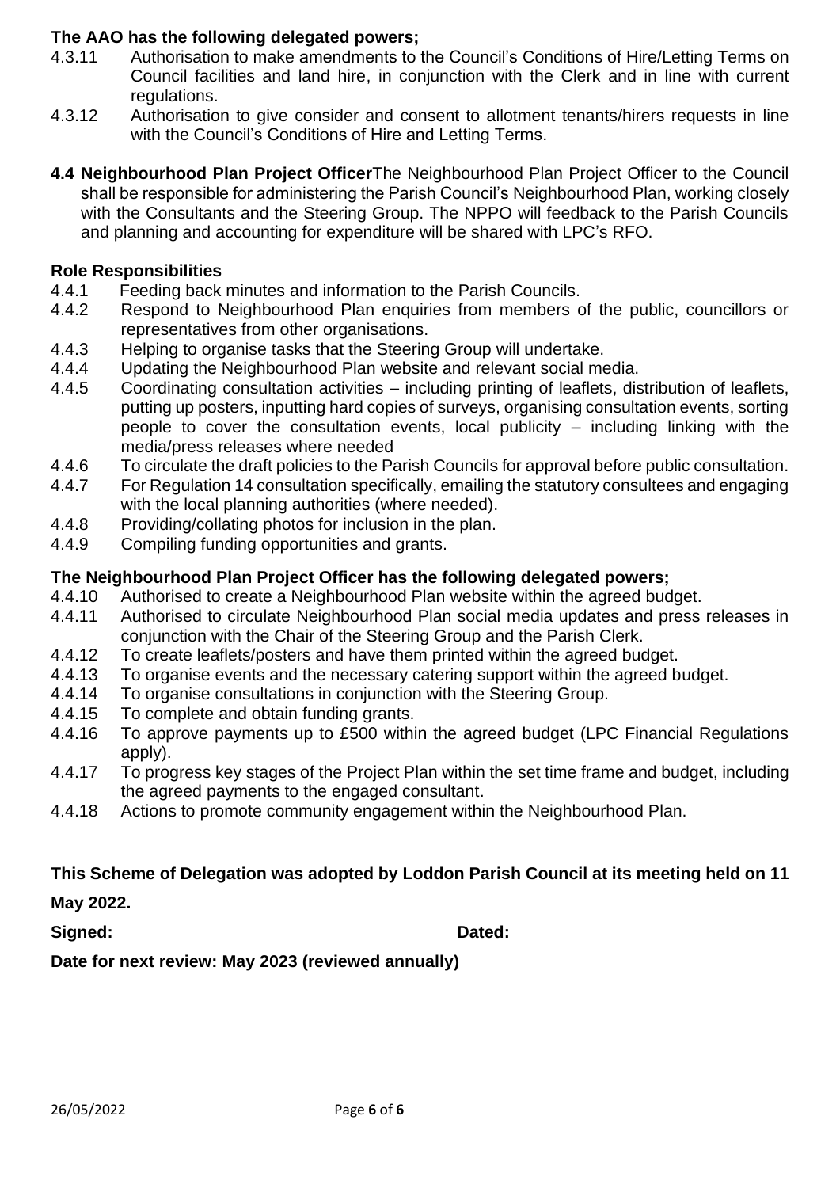**The AAO has the following delegated powers;**

4.3.11 Authorisation to make amendments to the Council's Conditions of Hire/Letting Terms on Council facilities and land hire, in conjunction with the Clerk and in line with current regulations.

4.3.12 Authorisation to give consider and consent to allotment tenants/hirers requests in line with the Council's Conditions of Hire and Letting Terms.

**4.4 Neighbourhood Plan Project Officer**The Neighbourhood Plan Project Officer to the Council shall be responsible for administering the Parish Council's Neighbourhood Plan, working closely with the Consultants and the Steering Group. The NPPO will feedback to the Parish Councils and planning and accounting for expenditure will be shared with LPC's RFO.

**Role Responsibilities**

4.4.1 Feeding back minutes and information to the Parish Councils.

4.4.2 Respond to Neighbourhood Plan enquiries from members of the public, councillors or representatives from other organisations.

4.4.3 Helping to organise tasks that the Steering Group will undertake.

4.4.4 Updating the Neighbourhood Plan website and relevant social media.

4.4.5 Coordinating consultation activities – including printing of leaflets, distribution of leaflets, putting up posters, inputting hard copies of surveys, organising consultation events, sorting people to cover the consultation events, local publicity – including linking with the media/press releases where needed

4.4.6 To circulate the draft policies to the Parish Councils for approval before public consultation.

4.4.7 For Regulation 14 consultation specifically, emailing the statutory consultees and engaging with the local planning authorities (where needed).

4.4.8 Providing/collating photos for inclusion in the plan.

4.4.9 Compiling funding opportunities and grants.

**The Neighbourhood Plan Project Officer has the following delegated powers;**

4.4.10 Authorised to create a Neighbourhood Plan website within the agreed budget.

4.4.11 Authorised to circulate Neighbourhood Plan social media updates and press releases in conjunction with the Chair of the Steering Group and the Parish Clerk.

4.4.12 To create leaflets/posters and have them printed within the agreed budget.

4.4.13 To organise events and the necessary catering support within the agreed budget.

4.4.14 To organise consultations in conjunction with the Steering Group.

4.4.15 To complete and obtain funding grants.

4.4.16 To approve payments up to £500 within the agreed budget (LPC Financial Regulations apply).

4.4.17 To progress key stages of the Project Plan within the set time frame and budget, including the agreed payments to the engaged consultant.

4.4.18 Actions to promote community engagement within the Neighbourhood Plan.

**This Scheme of Delegation was adopted by Loddon Parish Council at its meeting held on 11 May 2022.**

**Signed:** **Dated:**

**Date for next review: May 2023 (reviewed annually)**

26/05/2022